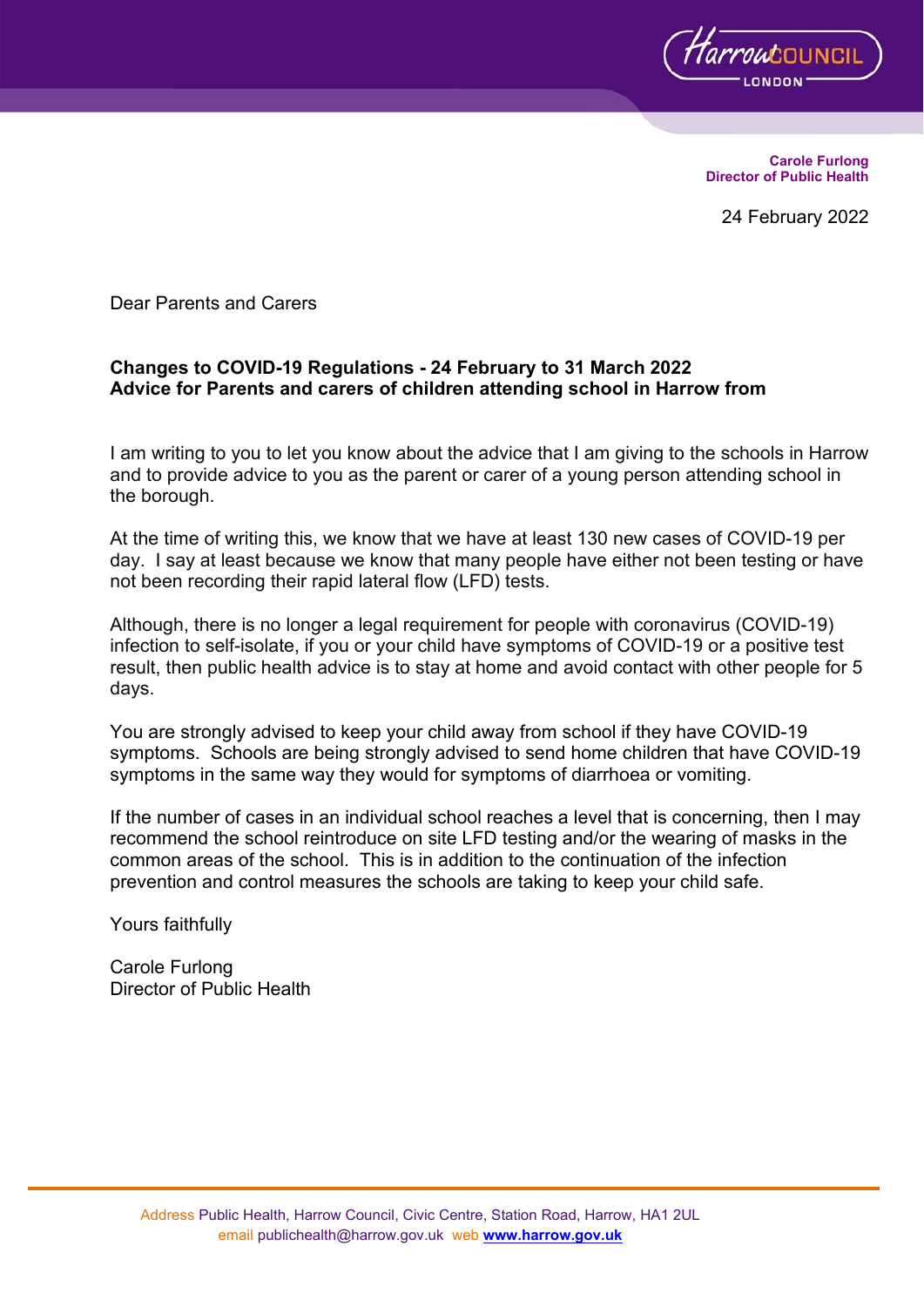**Carole Furlong**
**Director of Public Health**

24 February 2022

Dear Parents and Carers

**Changes to COVID-19 Regulations - 24 February to 31 March 2022**
**Advice for Parents and carers of children attending school in Harrow from**

I am writing to you to let you know about the advice that I am giving to the schools in Harrow and to provide advice to you as the parent or carer of a young person attending school in the borough.

At the time of writing this, we know that we have at least 130 new cases of COVID-19 per day. I say at least because we know that many people have either not been testing or have not been recording their rapid lateral flow (LFD) tests.

Although, there is no longer a legal requirement for people with coronavirus (COVID-19) infection to self-isolate, if you or your child have symptoms of COVID-19 or a positive test result, then public health advice is to stay at home and avoid contact with other people for 5 days.

You are strongly advised to keep your child away from school if they have COVID-19 symptoms. Schools are being strongly advised to send home children that have COVID-19 symptoms in the same way they would for symptoms of diarrhoea or vomiting.

If the number of cases in an individual school reaches a level that is concerning, then I may recommend the school reintroduce on site LFD testing and/or the wearing of masks in the common areas of the school. This is in addition to the continuation of the infection prevention and control measures the schools are taking to keep your child safe.

Yours faithfully

Carole Furlong
Director of Public Health

Address Public Health, Harrow Council, Civic Centre, Station Road, Harrow, HA1 2UL
email publichealth@harrow.gov.uk web **www.harrow.gov.uk**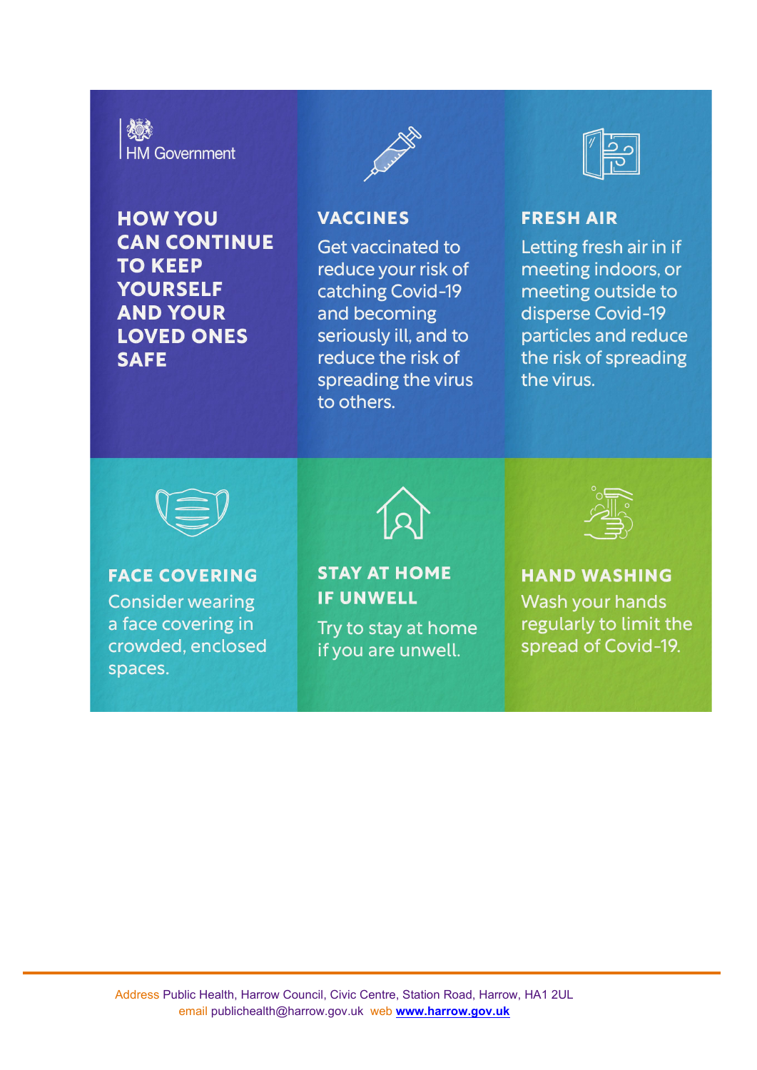HM Government

## HOW YOU CAN CONTINUE TO KEEP YOURSELF AND YOUR LOVED ONES SAFE

### VACCINES

Get vaccinated to reduce your risk of catching Covid-19 and becoming seriously ill, and to reduce the risk of spreading the virus to others.

### FRESH AIR

Letting fresh air in if meeting indoors, or meeting outside to disperse Covid-19 particles and reduce the risk of spreading the virus.

### FACE COVERING

Consider wearing a face covering in crowded, enclosed spaces.

### STAY AT HOME IF UNWELL

Try to stay at home if you are unwell.

### HAND WASHING

Wash your hands regularly to limit the spread of Covid-19.

Address Public Health, Harrow Council, Civic Centre, Station Road, Harrow, HA1 2UL
email publichealth@harrow.gov.uk web **www.harrow.gov.uk**